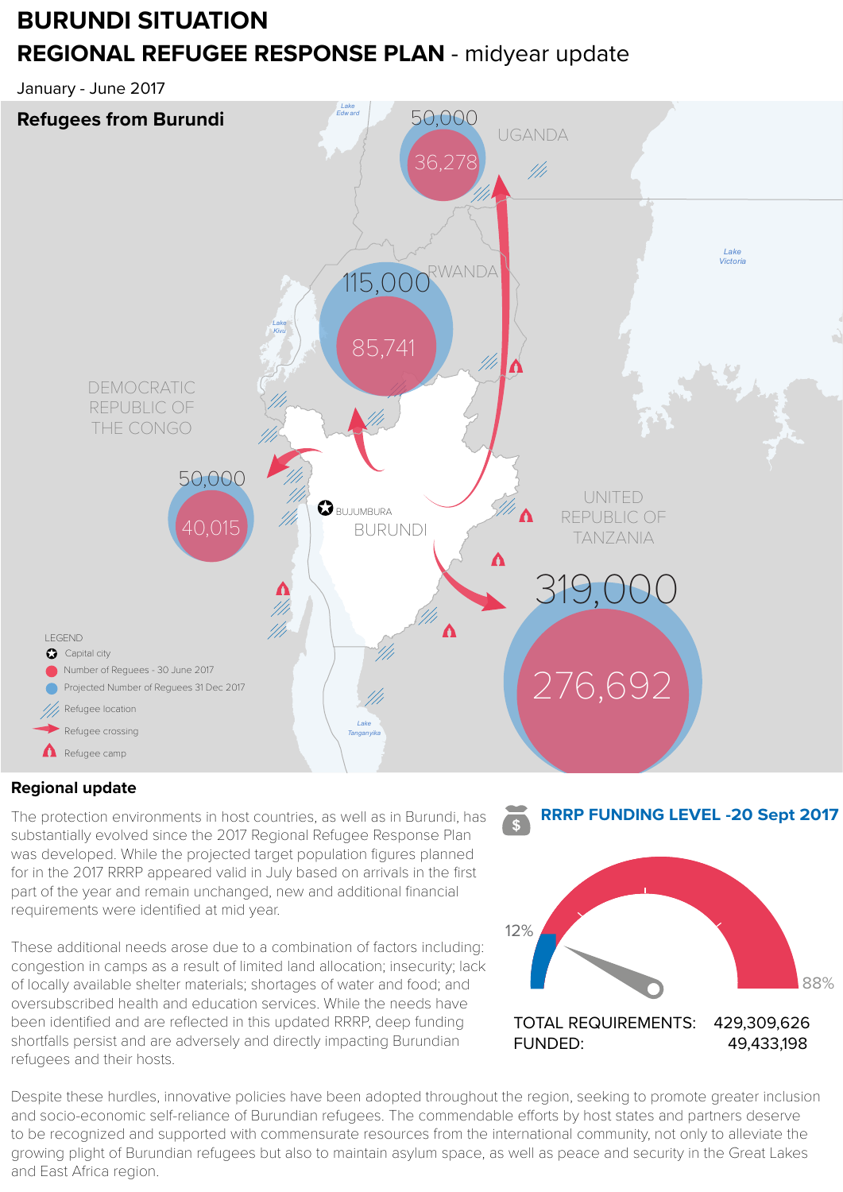# BURUNDI SITUATION

## REGIONAL REFUGEE RESPONSE PLAN - midyear update

January - June 2017

### Refugees from Burundi

| Country | Number of Refugees - 30 June 2017 | Projected Number of Refugees 31 Dec 2017 |
|---|---|---|
| Uganda | 36,278 | 50,000 |
| Rwanda | 85,741 | 115,000 |
| Democratic Republic of the Congo | 40,015 | 50,000 |
| United Republic of Tanzania | 276,692 | 319,000 |

LEGEND
- Capital city
- Number of Reguees - 30 June 2017
- Projected Number of Reguees 31 Dec 2017
- Refugee location
- Refugee crossing
- Refugee camp

### Regional update

The protection environments in host countries, as well as in Burundi, has substantially evolved since the 2017 Regional Refugee Response Plan was developed. While the projected target population figures planned for in the 2017 RRRP appeared valid in July based on arrivals in the first part of the year and remain unchanged, new and additional financial requirements were identified at mid year.

These additional needs arose due to a combination of factors including: congestion in camps as a result of limited land allocation; insecurity; lack of locally available shelter materials; shortages of water and food; and oversubscribed health and education services. While the needs have been identified and are reflected in this updated RRRP, deep funding shortfalls persist and are adversely and directly impacting Burundian refugees and their hosts.

### RRRP FUNDING LEVEL -20 Sept 2017

12% funded / 88% unfunded

TOTAL REQUIREMENTS: 429,309,626
FUNDED: 49,433,198

Despite these hurdles, innovative policies have been adopted throughout the region, seeking to promote greater inclusion and socio-economic self-reliance of Burundian refugees. The commendable efforts by host states and partners deserve to be recognized and supported with commensurate resources from the international community, not only to alleviate the growing plight of Burundian refugees but also to maintain asylum space, as well as peace and security in the Great Lakes and East Africa region.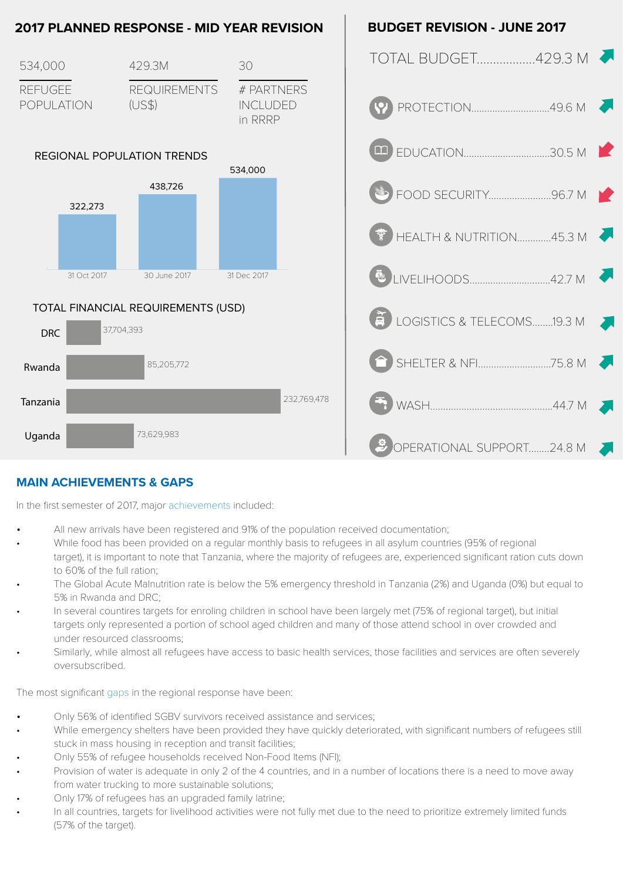## 2017 PLANNED RESPONSE - MID YEAR REVISION

| 534,000 | 429.3M | 30 |
| --- | --- | --- |
| REFUGEE POPULATION | REQUIREMENTS (US$) | # PARTNERS INCLUDED in RRRP |

### REGIONAL POPULATION TRENDS

| Date | Population |
| --- | --- |
| 31 Oct 2017 | 322,273 |
| 30 June 2017 | 438,726 |
| 31 Dec 2017 | 534,000 |

### TOTAL FINANCIAL REQUIREMENTS (USD)

| Country | Requirements |
| --- | --- |
| DRC | 37,704,393 |
| Rwanda | 85,205,772 |
| Tanzania | 232,769,478 |
| Uganda | 73,629,983 |

## BUDGET REVISION - JUNE 2017

TOTAL BUDGET..................429.3 M

- PROTECTION..............................49.6 M
- EDUCATION.................................30.5 M
- FOOD SECURITY........................96.7 M
- HEALTH & NUTRITION.............45.3 M
- LIVELIHOODS...............................42.7 M
- LOGISTICS & TELECOMS........19.3 M
- SHELTER & NFI............................75.8 M
- WASH................................................44.7 M
- OPERATIONAL SUPPORT........24.8 M

## MAIN ACHIEVEMENTS & GAPS

In the first semester of 2017, major achievements included:

- All new arrivals have been registered and 91% of the population received documentation;
- While food has been provided on a regular monthly basis to refugees in all asylum countries (95% of regional target), it is important to note that Tanzania, where the majority of refugees are, experienced significant ration cuts down to 60% of the full ration;
- The Global Acute Malnutrition rate is below the 5% emergency threshold in Tanzania (2%) and Uganda (0%) but equal to 5% in Rwanda and DRC;
- In several coutries targets for enroling children in school have been largely met (75% of regional target), but initial targets only represented a portion of school aged children and many of those attend school in over crowded and under resourced classrooms;
- Similarly, while almost all refugees have access to basic health services, those facilities and services are often severely oversubscribed.

The most significant gaps in the regional response have been:

- Only 56% of identified SGBV survivors received assistance and services;
- While emergency shelters have been provided they have quickly deteriorated, with significant numbers of refugees still stuck in mass housing in reception and transit facilities;
- Only 55% of refugee households received Non-Food Items (NFI);
- Provision of water is adequate in only 2 of the 4 countries, and in a number of locations there is a need to move away from water trucking to more sustainable solutions;
- Only 17% of refugees has an upgraded family latrine;
- In all countries, targets for livelihood activities were not fully met due to the need to prioritize extremely limited funds (57% of the target).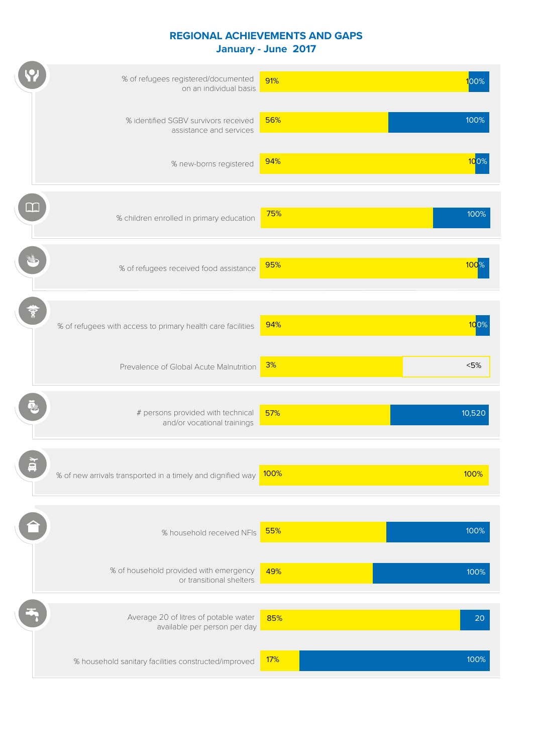## REGIONAL ACHIEVEMENTS AND GAPS
### January - June 2017

| Indicator | Achievement | Target |
|---|---|---|
| % of refugees registered/documented on an individual basis | 91% | 100% |
| % identified SGBV survivors received assistance and services | 56% | 100% |
| % new-borns registered | 94% | 100% |
| % children enrolled in primary education | 75% | 100% |
| % of refugees received food assistance | 95% | 100% |
| % of refugees with access to primary health care facilities | 94% | 100% |
| Prevalence of Global Acute Malnutrition | 3% | <5% |
| # persons provided with technical and/or vocational trainings | 57% | 10,520 |
| % of new arrivals transported in a timely and dignified way | 100% | 100% |
| % household received NFIs | 55% | 100% |
| % of household provided with emergency or transitional shelters | 49% | 100% |
| Average 20 of litres of potable water available per person per day | 85% | 20 |
| % household sanitary facilities constructed/improved | 17% | 100% |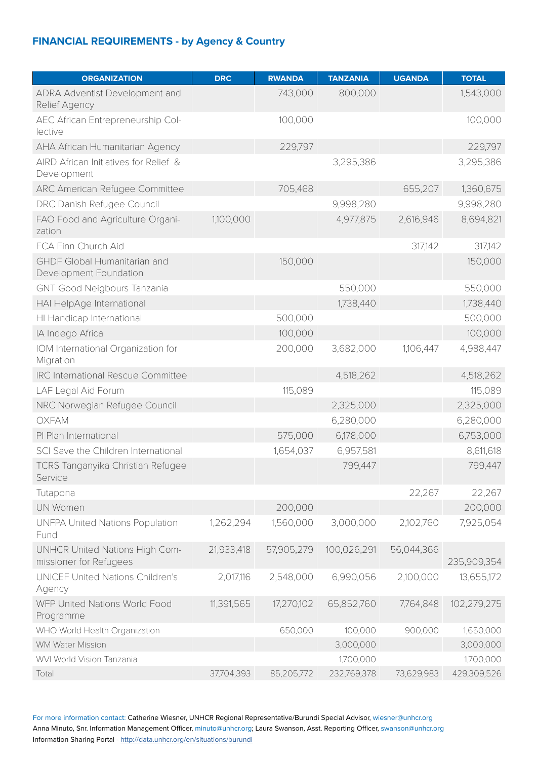## FINANCIAL REQUIREMENTS - by Agency & Country

| ORGANIZATION | DRC | RWANDA | TANZANIA | UGANDA | TOTAL |
|---|---|---|---|---|---|
| ADRA Adventist Development and Relief Agency | | 743,000 | 800,000 | | 1,543,000 |
| AEC African Entrepreneurship Collective | | 100,000 | | | 100,000 |
| AHA African Humanitarian Agency | | 229,797 | | | 229,797 |
| AIRD African Initiatives for Relief & Development | | | 3,295,386 | | 3,295,386 |
| ARC American Refugee Committee | | 705,468 | | 655,207 | 1,360,675 |
| DRC Danish Refugee Council | | | 9,998,280 | | 9,998,280 |
| FAO Food and Agriculture Organization | 1,100,000 | | 4,977,875 | 2,616,946 | 8,694,821 |
| FCA Finn Church Aid | | | | 317,142 | 317,142 |
| GHDF Global Humanitarian and Development Foundation | | 150,000 | | | 150,000 |
| GNT Good Neigbours Tanzania | | | 550,000 | | 550,000 |
| HAI HelpAge International | | | 1,738,440 | | 1,738,440 |
| HI Handicap International | | 500,000 | | | 500,000 |
| IA Indego Africa | | 100,000 | | | 100,000 |
| IOM International Organization for Migration | | 200,000 | 3,682,000 | 1,106,447 | 4,988,447 |
| IRC International Rescue Committee | | | 4,518,262 | | 4,518,262 |
| LAF Legal Aid Forum | | 115,089 | | | 115,089 |
| NRC Norwegian Refugee Council | | | 2,325,000 | | 2,325,000 |
| OXFAM | | | 6,280,000 | | 6,280,000 |
| PI Plan International | | 575,000 | 6,178,000 | | 6,753,000 |
| SCI Save the Children International | | 1,654,037 | 6,957,581 | | 8,611,618 |
| TCRS Tanganyika Christian Refugee Service | | | 799,447 | | 799,447 |
| Tutapona | | | | 22,267 | 22,267 |
| UN Women | | 200,000 | | | 200,000 |
| UNFPA United Nations Population Fund | 1,262,294 | 1,560,000 | 3,000,000 | 2,102,760 | 7,925,054 |
| UNHCR United Nations High Commissioner for Refugees | 21,933,418 | 57,905,279 | 100,026,291 | 56,044,366 | 235,909,354 |
| UNICEF United Nations Children's Agency | 2,017,116 | 2,548,000 | 6,990,056 | 2,100,000 | 13,655,172 |
| WFP United Nations World Food Programme | 11,391,565 | 17,270,102 | 65,852,760 | 7,764,848 | 102,279,275 |
| WHO World Health Organization | | 650,000 | 100,000 | 900,000 | 1,650,000 |
| WM Water Mission | | | 3,000,000 | | 3,000,000 |
| WVI World Vision Tanzania | | | 1,700,000 | | 1,700,000 |
| Total | 37,704,393 | 85,205,772 | 232,769,378 | 73,629,983 | 429,309,526 |

For more information contact: Catherine Wiesner, UNHCR Regional Representative/Burundi Special Advisor, wiesner@unhcr.org
Anna Minuto, Snr. Information Management Officer, minuto@unhcr.org; Laura Swanson, Asst. Reporting Officer, swanson@unhcr.org
Information Sharing Portal - http://data.unhcr.org/en/situations/burundi